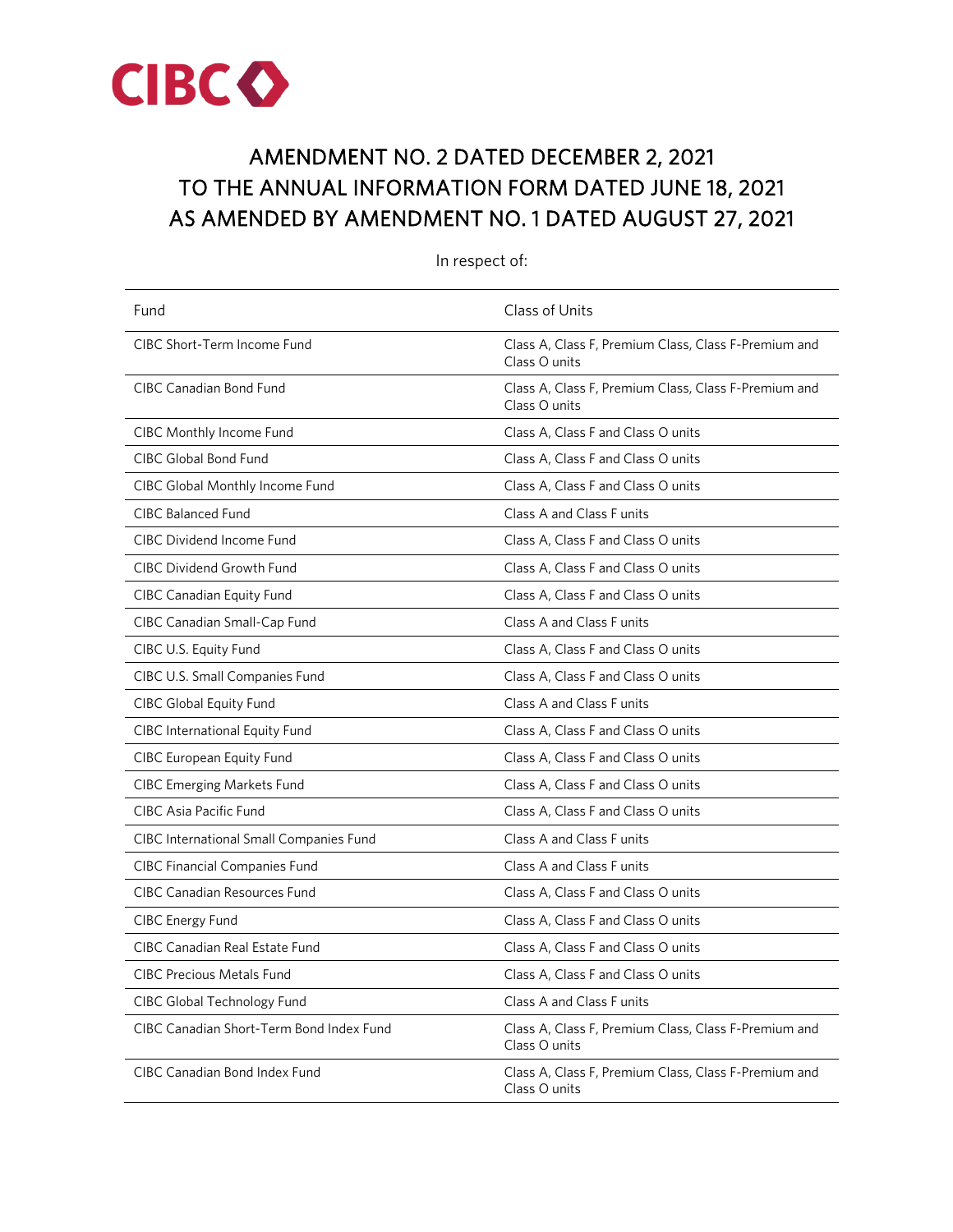# AMENDMENT NO. 2 DATED DECEMBER 2, 2021 TO THE ANNUAL INFORMATION FORM DATED JUNE 18, 2021 AS AMENDED BY AMENDMENT NO. 1 DATED AUGUST 27, 2021

In respect of:

| Fund | Class of Units |
|---|---|
| CIBC Short-Term Income Fund | Class A, Class F, Premium Class, Class F-Premium and Class O units |
| CIBC Canadian Bond Fund | Class A, Class F, Premium Class, Class F-Premium and Class O units |
| CIBC Monthly Income Fund | Class A, Class F and Class O units |
| CIBC Global Bond Fund | Class A, Class F and Class O units |
| CIBC Global Monthly Income Fund | Class A, Class F and Class O units |
| CIBC Balanced Fund | Class A and Class F units |
| CIBC Dividend Income Fund | Class A, Class F and Class O units |
| CIBC Dividend Growth Fund | Class A, Class F and Class O units |
| CIBC Canadian Equity Fund | Class A, Class F and Class O units |
| CIBC Canadian Small-Cap Fund | Class A and Class F units |
| CIBC U.S. Equity Fund | Class A, Class F and Class O units |
| CIBC U.S. Small Companies Fund | Class A, Class F and Class O units |
| CIBC Global Equity Fund | Class A and Class F units |
| CIBC International Equity Fund | Class A, Class F and Class O units |
| CIBC European Equity Fund | Class A, Class F and Class O units |
| CIBC Emerging Markets Fund | Class A, Class F and Class O units |
| CIBC Asia Pacific Fund | Class A, Class F and Class O units |
| CIBC International Small Companies Fund | Class A and Class F units |
| CIBC Financial Companies Fund | Class A and Class F units |
| CIBC Canadian Resources Fund | Class A, Class F and Class O units |
| CIBC Energy Fund | Class A, Class F and Class O units |
| CIBC Canadian Real Estate Fund | Class A, Class F and Class O units |
| CIBC Precious Metals Fund | Class A, Class F and Class O units |
| CIBC Global Technology Fund | Class A and Class F units |
| CIBC Canadian Short-Term Bond Index Fund | Class A, Class F, Premium Class, Class F-Premium and Class O units |
| CIBC Canadian Bond Index Fund | Class A, Class F, Premium Class, Class F-Premium and Class O units |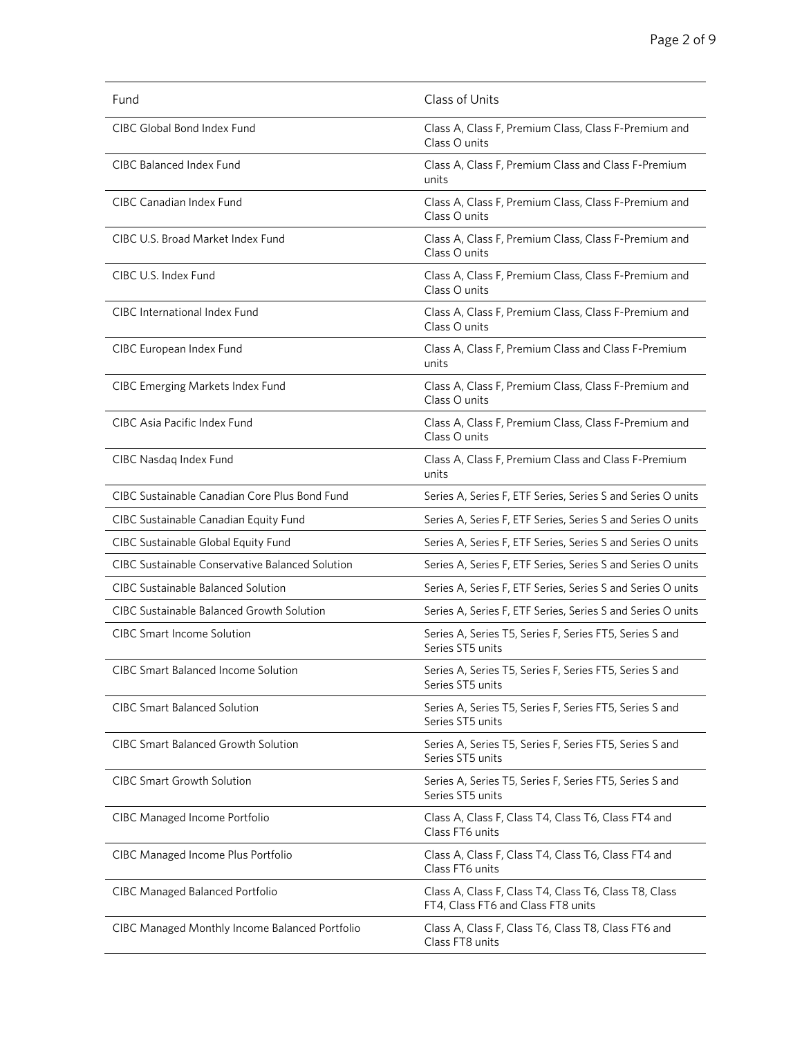| Fund | Class of Units |
|---|---|
| CIBC Global Bond Index Fund | Class A, Class F, Premium Class, Class F-Premium and Class O units |
| CIBC Balanced Index Fund | Class A, Class F, Premium Class and Class F-Premium units |
| CIBC Canadian Index Fund | Class A, Class F, Premium Class, Class F-Premium and Class O units |
| CIBC U.S. Broad Market Index Fund | Class A, Class F, Premium Class, Class F-Premium and Class O units |
| CIBC U.S. Index Fund | Class A, Class F, Premium Class, Class F-Premium and Class O units |
| CIBC International Index Fund | Class A, Class F, Premium Class, Class F-Premium and Class O units |
| CIBC European Index Fund | Class A, Class F, Premium Class and Class F-Premium units |
| CIBC Emerging Markets Index Fund | Class A, Class F, Premium Class, Class F-Premium and Class O units |
| CIBC Asia Pacific Index Fund | Class A, Class F, Premium Class, Class F-Premium and Class O units |
| CIBC Nasdaq Index Fund | Class A, Class F, Premium Class and Class F-Premium units |
| CIBC Sustainable Canadian Core Plus Bond Fund | Series A, Series F, ETF Series, Series S and Series O units |
| CIBC Sustainable Canadian Equity Fund | Series A, Series F, ETF Series, Series S and Series O units |
| CIBC Sustainable Global Equity Fund | Series A, Series F, ETF Series, Series S and Series O units |
| CIBC Sustainable Conservative Balanced Solution | Series A, Series F, ETF Series, Series S and Series O units |
| CIBC Sustainable Balanced Solution | Series A, Series F, ETF Series, Series S and Series O units |
| CIBC Sustainable Balanced Growth Solution | Series A, Series F, ETF Series, Series S and Series O units |
| CIBC Smart Income Solution | Series A, Series T5, Series F, Series FT5, Series S and Series ST5 units |
| CIBC Smart Balanced Income Solution | Series A, Series T5, Series F, Series FT5, Series S and Series ST5 units |
| CIBC Smart Balanced Solution | Series A, Series T5, Series F, Series FT5, Series S and Series ST5 units |
| CIBC Smart Balanced Growth Solution | Series A, Series T5, Series F, Series FT5, Series S and Series ST5 units |
| CIBC Smart Growth Solution | Series A, Series T5, Series F, Series FT5, Series S and Series ST5 units |
| CIBC Managed Income Portfolio | Class A, Class F, Class T4, Class T6, Class FT4 and Class FT6 units |
| CIBC Managed Income Plus Portfolio | Class A, Class F, Class T4, Class T6, Class FT4 and Class FT6 units |
| CIBC Managed Balanced Portfolio | Class A, Class F, Class T4, Class T6, Class T8, Class FT4, Class FT6 and Class FT8 units |
| CIBC Managed Monthly Income Balanced Portfolio | Class A, Class F, Class T6, Class T8, Class FT6 and Class FT8 units |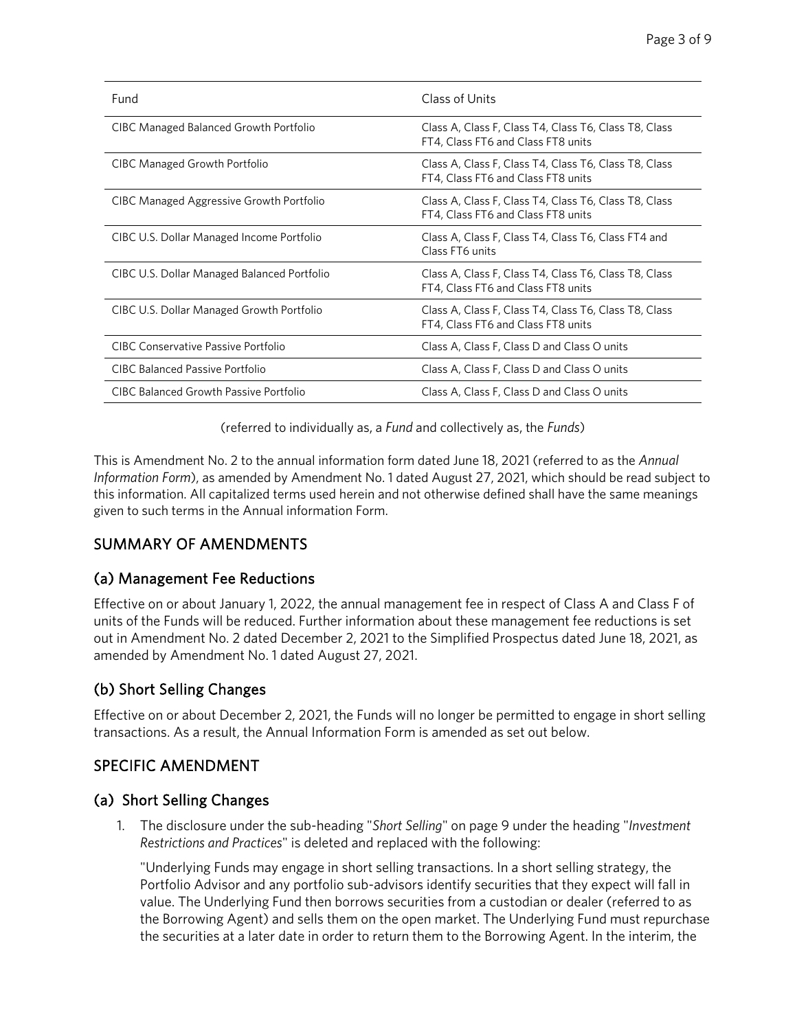| Fund | Class of Units |
| --- | --- |
| CIBC Managed Balanced Growth Portfolio | Class A, Class F, Class T4, Class T6, Class T8, Class FT4, Class FT6 and Class FT8 units |
| CIBC Managed Growth Portfolio | Class A, Class F, Class T4, Class T6, Class T8, Class FT4, Class FT6 and Class FT8 units |
| CIBC Managed Aggressive Growth Portfolio | Class A, Class F, Class T4, Class T6, Class T8, Class FT4, Class FT6 and Class FT8 units |
| CIBC U.S. Dollar Managed Income Portfolio | Class A, Class F, Class T4, Class T6, Class FT4 and Class FT6 units |
| CIBC U.S. Dollar Managed Balanced Portfolio | Class A, Class F, Class T4, Class T6, Class T8, Class FT4, Class FT6 and Class FT8 units |
| CIBC U.S. Dollar Managed Growth Portfolio | Class A, Class F, Class T4, Class T6, Class T8, Class FT4, Class FT6 and Class FT8 units |
| CIBC Conservative Passive Portfolio | Class A, Class F, Class D and Class O units |
| CIBC Balanced Passive Portfolio | Class A, Class F, Class D and Class O units |
| CIBC Balanced Growth Passive Portfolio | Class A, Class F, Class D and Class O units |

(referred to individually as, a *Fund* and collectively as, the *Funds*)

This is Amendment No. 2 to the annual information form dated June 18, 2021 (referred to as the *Annual Information Form*), as amended by Amendment No. 1 dated August 27, 2021, which should be read subject to this information. All capitalized terms used herein and not otherwise defined shall have the same meanings given to such terms in the Annual information Form.

## SUMMARY OF AMENDMENTS

### (a) Management Fee Reductions

Effective on or about January 1, 2022, the annual management fee in respect of Class A and Class F of units of the Funds will be reduced. Further information about these management fee reductions is set out in Amendment No. 2 dated December 2, 2021 to the Simplified Prospectus dated June 18, 2021, as amended by Amendment No. 1 dated August 27, 2021.

### (b) Short Selling Changes

Effective on or about December 2, 2021, the Funds will no longer be permitted to engage in short selling transactions. As a result, the Annual Information Form is amended as set out below.

## SPECIFIC AMENDMENT

### (a) Short Selling Changes

1. The disclosure under the sub-heading "*Short Selling*" on page 9 under the heading "*Investment Restrictions and Practices*" is deleted and replaced with the following:

   "Underlying Funds may engage in short selling transactions. In a short selling strategy, the Portfolio Advisor and any portfolio sub-advisors identify securities that they expect will fall in value. The Underlying Fund then borrows securities from a custodian or dealer (referred to as the Borrowing Agent) and sells them on the open market. The Underlying Fund must repurchase the securities at a later date in order to return them to the Borrowing Agent. In the interim, the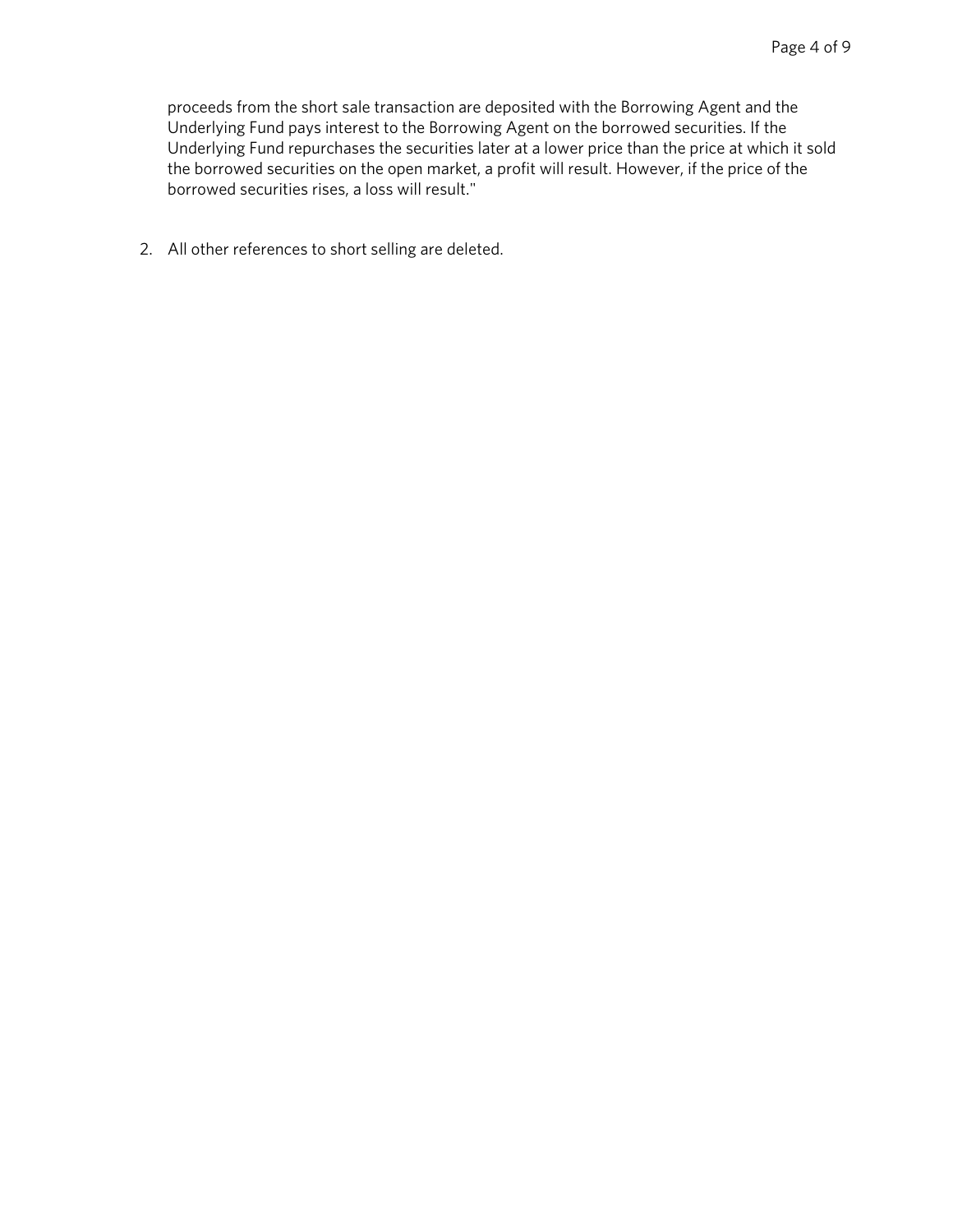proceeds from the short sale transaction are deposited with the Borrowing Agent and the Underlying Fund pays interest to the Borrowing Agent on the borrowed securities. If the Underlying Fund repurchases the securities later at a lower price than the price at which it sold the borrowed securities on the open market, a profit will result. However, if the price of the borrowed securities rises, a loss will result."

2. All other references to short selling are deleted.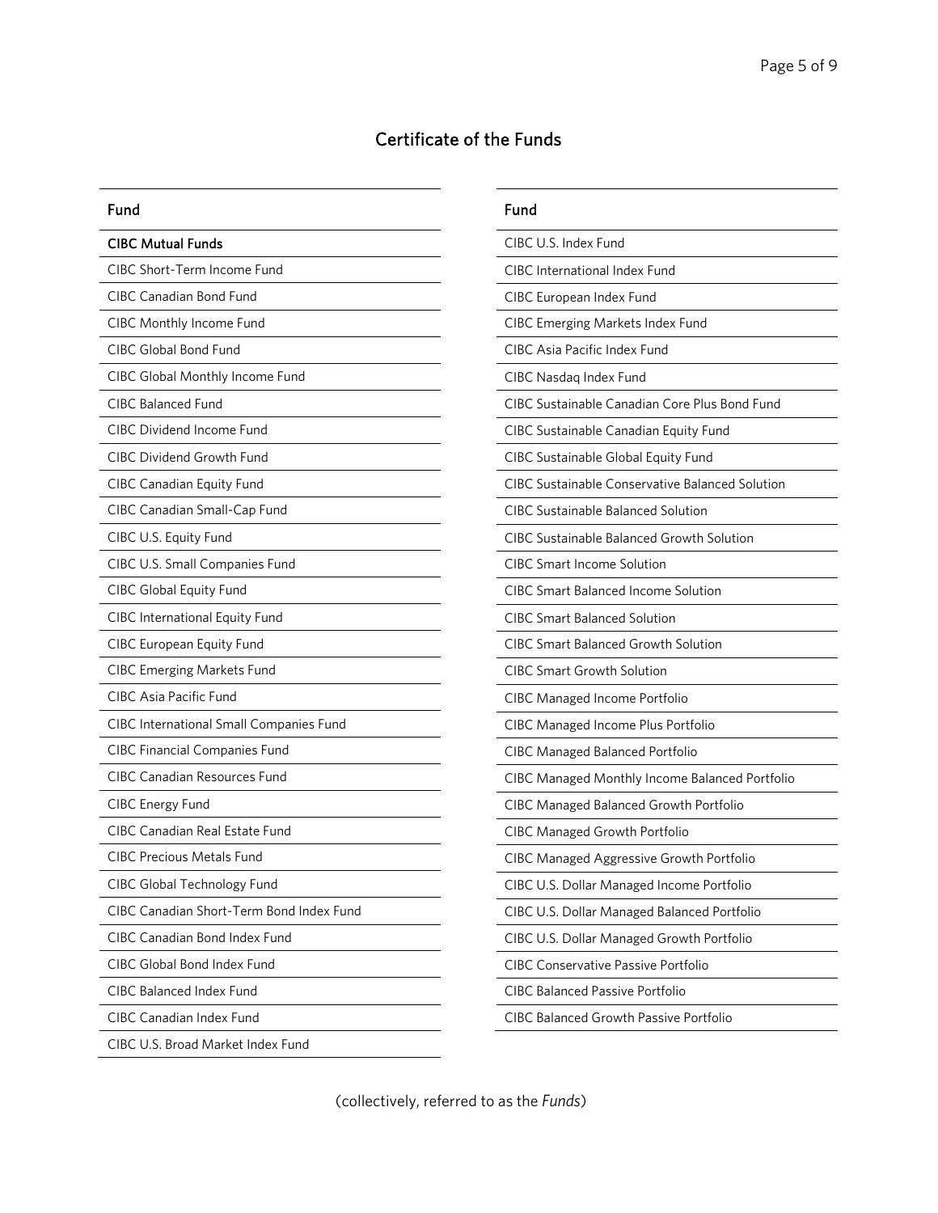## Certificate of the Funds

| Fund |
| --- |
| **CIBC Mutual Funds** |
| CIBC Short-Term Income Fund |
| CIBC Canadian Bond Fund |
| CIBC Monthly Income Fund |
| CIBC Global Bond Fund |
| CIBC Global Monthly Income Fund |
| CIBC Balanced Fund |
| CIBC Dividend Income Fund |
| CIBC Dividend Growth Fund |
| CIBC Canadian Equity Fund |
| CIBC Canadian Small-Cap Fund |
| CIBC U.S. Equity Fund |
| CIBC U.S. Small Companies Fund |
| CIBC Global Equity Fund |
| CIBC International Equity Fund |
| CIBC European Equity Fund |
| CIBC Emerging Markets Fund |
| CIBC Asia Pacific Fund |
| CIBC International Small Companies Fund |
| CIBC Financial Companies Fund |
| CIBC Canadian Resources Fund |
| CIBC Energy Fund |
| CIBC Canadian Real Estate Fund |
| CIBC Precious Metals Fund |
| CIBC Global Technology Fund |
| CIBC Canadian Short-Term Bond Index Fund |
| CIBC Canadian Bond Index Fund |
| CIBC Global Bond Index Fund |
| CIBC Balanced Index Fund |
| CIBC Canadian Index Fund |
| CIBC U.S. Broad Market Index Fund |

| Fund |
| --- |
| CIBC U.S. Index Fund |
| CIBC International Index Fund |
| CIBC European Index Fund |
| CIBC Emerging Markets Index Fund |
| CIBC Asia Pacific Index Fund |
| CIBC Nasdaq Index Fund |
| CIBC Sustainable Canadian Core Plus Bond Fund |
| CIBC Sustainable Canadian Equity Fund |
| CIBC Sustainable Global Equity Fund |
| CIBC Sustainable Conservative Balanced Solution |
| CIBC Sustainable Balanced Solution |
| CIBC Sustainable Balanced Growth Solution |
| CIBC Smart Income Solution |
| CIBC Smart Balanced Income Solution |
| CIBC Smart Balanced Solution |
| CIBC Smart Balanced Growth Solution |
| CIBC Smart Growth Solution |
| CIBC Managed Income Portfolio |
| CIBC Managed Income Plus Portfolio |
| CIBC Managed Balanced Portfolio |
| CIBC Managed Monthly Income Balanced Portfolio |
| CIBC Managed Balanced Growth Portfolio |
| CIBC Managed Growth Portfolio |
| CIBC Managed Aggressive Growth Portfolio |
| CIBC U.S. Dollar Managed Income Portfolio |
| CIBC U.S. Dollar Managed Balanced Portfolio |
| CIBC U.S. Dollar Managed Growth Portfolio |
| CIBC Conservative Passive Portfolio |
| CIBC Balanced Passive Portfolio |
| CIBC Balanced Growth Passive Portfolio |

(collectively, referred to as the *Funds*)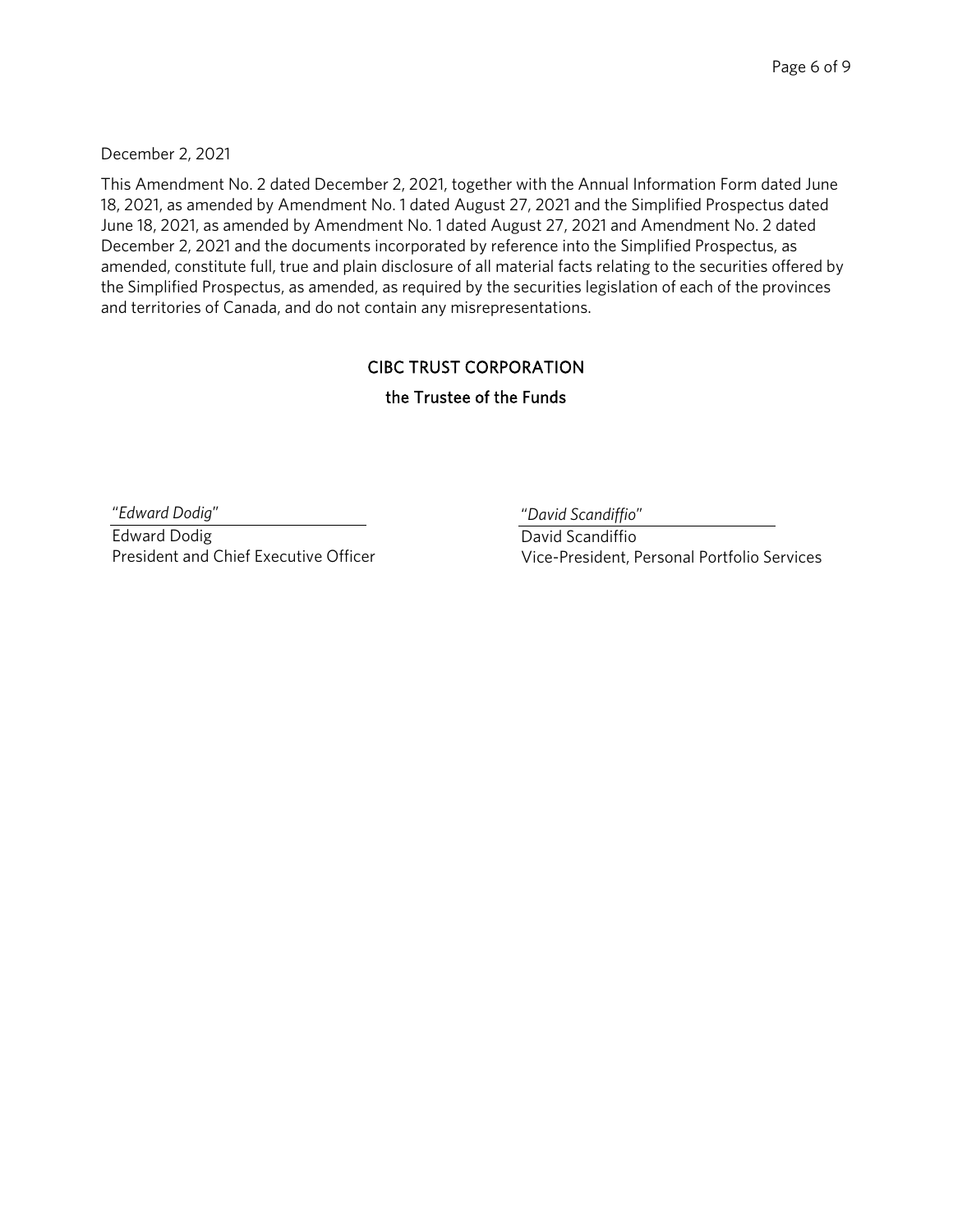December 2, 2021

This Amendment No. 2 dated December 2, 2021, together with the Annual Information Form dated June 18, 2021, as amended by Amendment No. 1 dated August 27, 2021 and the Simplified Prospectus dated June 18, 2021, as amended by Amendment No. 1 dated August 27, 2021 and Amendment No. 2 dated December 2, 2021 and the documents incorporated by reference into the Simplified Prospectus, as amended, constitute full, true and plain disclosure of all material facts relating to the securities offered by the Simplified Prospectus, as amended, as required by the securities legislation of each of the provinces and territories of Canada, and do not contain any misrepresentations.

**CIBC TRUST CORPORATION**

**the Trustee of the Funds**

| | |
|---|---|
| "*Edward Dodig*" | "*David Scandiffio*" |
| Edward Dodig | David Scandiffio |
| President and Chief Executive Officer | Vice-President, Personal Portfolio Services |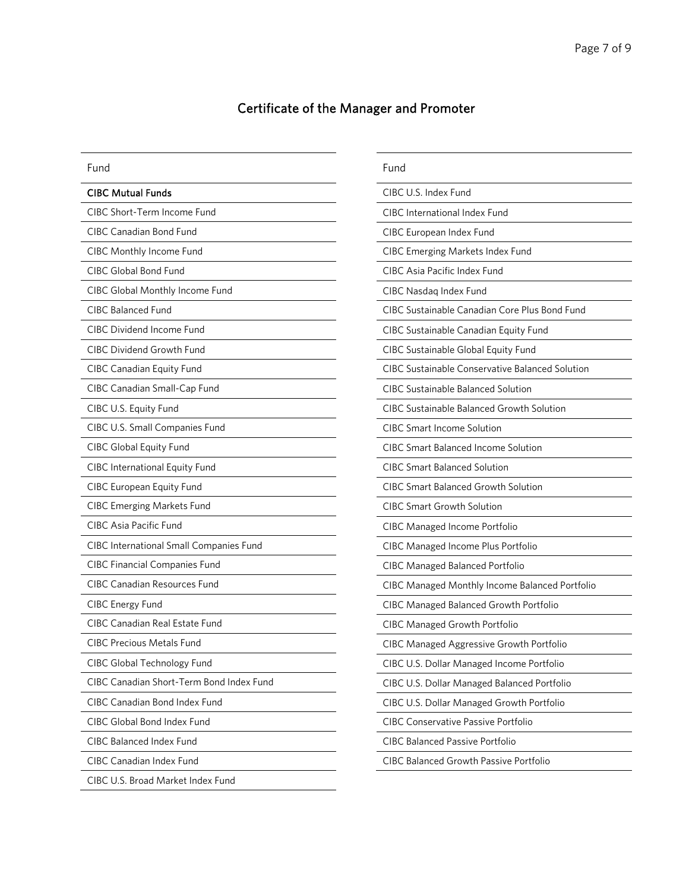## Certificate of the Manager and Promoter

| Fund |
| --- |
| **CIBC Mutual Funds** |
| CIBC Short-Term Income Fund |
| CIBC Canadian Bond Fund |
| CIBC Monthly Income Fund |
| CIBC Global Bond Fund |
| CIBC Global Monthly Income Fund |
| CIBC Balanced Fund |
| CIBC Dividend Income Fund |
| CIBC Dividend Growth Fund |
| CIBC Canadian Equity Fund |
| CIBC Canadian Small-Cap Fund |
| CIBC U.S. Equity Fund |
| CIBC U.S. Small Companies Fund |
| CIBC Global Equity Fund |
| CIBC International Equity Fund |
| CIBC European Equity Fund |
| CIBC Emerging Markets Fund |
| CIBC Asia Pacific Fund |
| CIBC International Small Companies Fund |
| CIBC Financial Companies Fund |
| CIBC Canadian Resources Fund |
| CIBC Energy Fund |
| CIBC Canadian Real Estate Fund |
| CIBC Precious Metals Fund |
| CIBC Global Technology Fund |
| CIBC Canadian Short-Term Bond Index Fund |
| CIBC Canadian Bond Index Fund |
| CIBC Global Bond Index Fund |
| CIBC Balanced Index Fund |
| CIBC Canadian Index Fund |
| CIBC U.S. Broad Market Index Fund |
| CIBC U.S. Index Fund |
| CIBC International Index Fund |
| CIBC European Index Fund |
| CIBC Emerging Markets Index Fund |
| CIBC Asia Pacific Index Fund |
| CIBC Nasdaq Index Fund |
| CIBC Sustainable Canadian Core Plus Bond Fund |
| CIBC Sustainable Canadian Equity Fund |
| CIBC Sustainable Global Equity Fund |
| CIBC Sustainable Conservative Balanced Solution |
| CIBC Sustainable Balanced Solution |
| CIBC Sustainable Balanced Growth Solution |
| CIBC Smart Income Solution |
| CIBC Smart Balanced Income Solution |
| CIBC Smart Balanced Solution |
| CIBC Smart Balanced Growth Solution |
| CIBC Smart Growth Solution |
| CIBC Managed Income Portfolio |
| CIBC Managed Income Plus Portfolio |
| CIBC Managed Balanced Portfolio |
| CIBC Managed Monthly Income Balanced Portfolio |
| CIBC Managed Balanced Growth Portfolio |
| CIBC Managed Growth Portfolio |
| CIBC Managed Aggressive Growth Portfolio |
| CIBC U.S. Dollar Managed Income Portfolio |
| CIBC U.S. Dollar Managed Balanced Portfolio |
| CIBC U.S. Dollar Managed Growth Portfolio |
| CIBC Conservative Passive Portfolio |
| CIBC Balanced Passive Portfolio |
| CIBC Balanced Growth Passive Portfolio |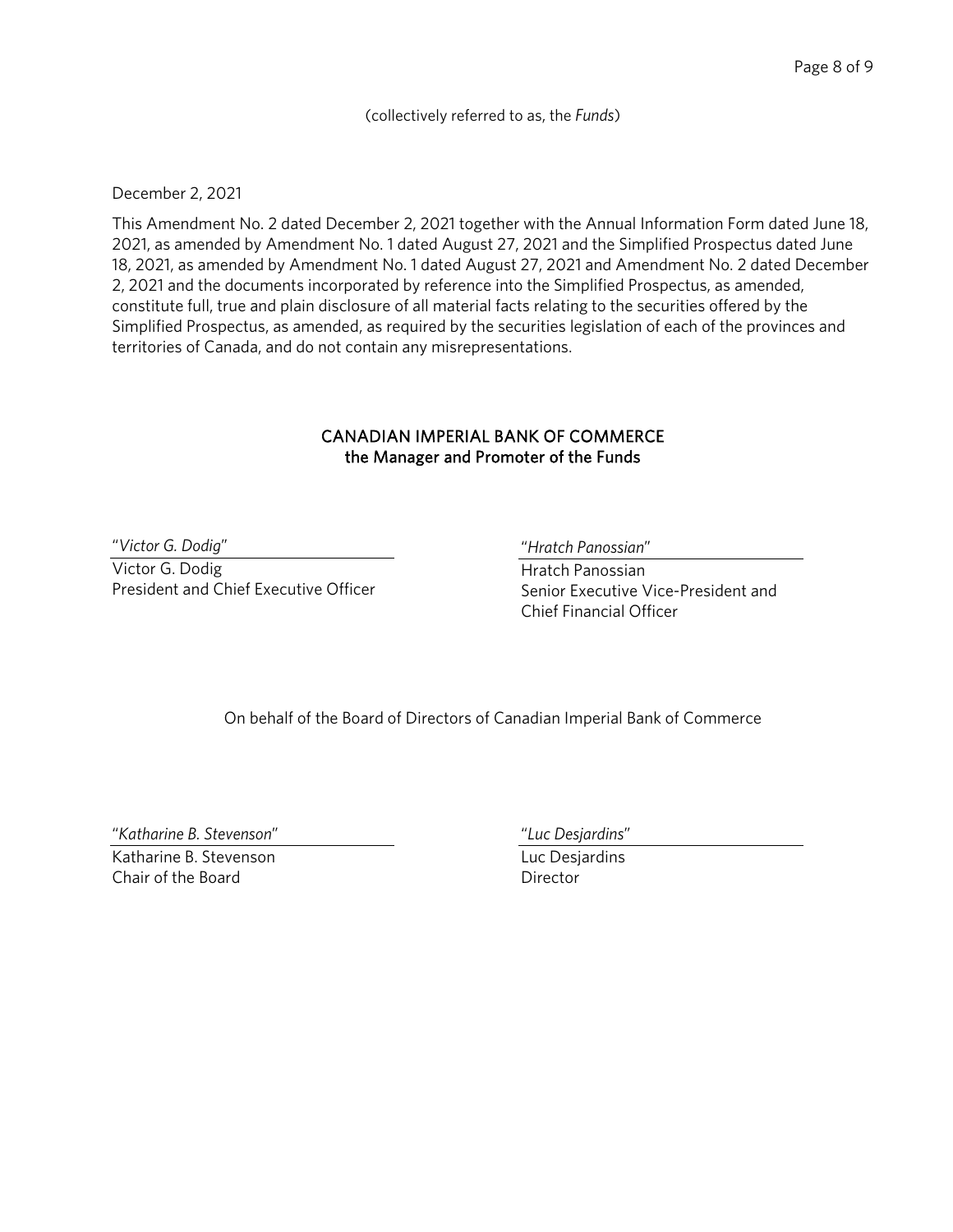(collectively referred to as, the *Funds*)

December 2, 2021

This Amendment No. 2 dated December 2, 2021 together with the Annual Information Form dated June 18, 2021, as amended by Amendment No. 1 dated August 27, 2021 and the Simplified Prospectus dated June 18, 2021, as amended by Amendment No. 1 dated August 27, 2021 and Amendment No. 2 dated December 2, 2021 and the documents incorporated by reference into the Simplified Prospectus, as amended, constitute full, true and plain disclosure of all material facts relating to the securities offered by the Simplified Prospectus, as amended, as required by the securities legislation of each of the provinces and territories of Canada, and do not contain any misrepresentations.

**CANADIAN IMPERIAL BANK OF COMMERCE**
**the Manager and Promoter of the Funds**

"*Victor G. Dodig*"
Victor G. Dodig
President and Chief Executive Officer

"*Hratch Panossian*"
Hratch Panossian
Senior Executive Vice-President and Chief Financial Officer

On behalf of the Board of Directors of Canadian Imperial Bank of Commerce

"*Katharine B. Stevenson*"
Katharine B. Stevenson
Chair of the Board

"*Luc Desjardins*"
Luc Desjardins
Director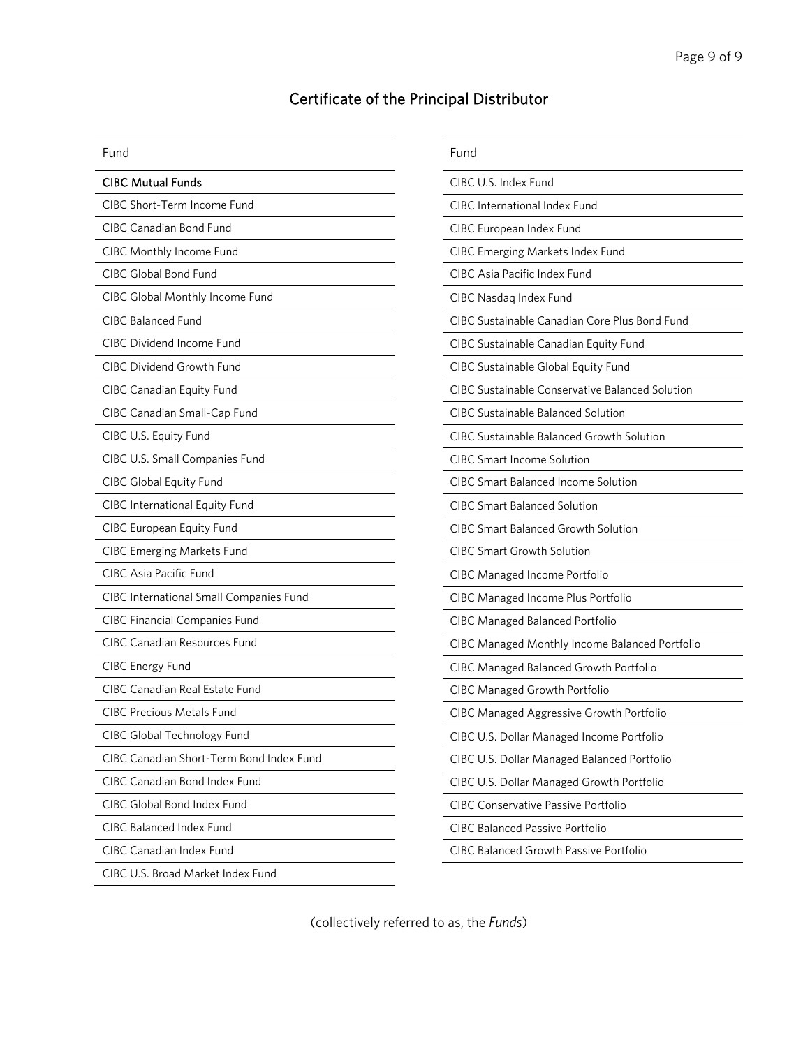## Certificate of the Principal Distributor

| Fund |
| --- |
| **CIBC Mutual Funds** |
| CIBC Short-Term Income Fund |
| CIBC Canadian Bond Fund |
| CIBC Monthly Income Fund |
| CIBC Global Bond Fund |
| CIBC Global Monthly Income Fund |
| CIBC Balanced Fund |
| CIBC Dividend Income Fund |
| CIBC Dividend Growth Fund |
| CIBC Canadian Equity Fund |
| CIBC Canadian Small-Cap Fund |
| CIBC U.S. Equity Fund |
| CIBC U.S. Small Companies Fund |
| CIBC Global Equity Fund |
| CIBC International Equity Fund |
| CIBC European Equity Fund |
| CIBC Emerging Markets Fund |
| CIBC Asia Pacific Fund |
| CIBC International Small Companies Fund |
| CIBC Financial Companies Fund |
| CIBC Canadian Resources Fund |
| CIBC Energy Fund |
| CIBC Canadian Real Estate Fund |
| CIBC Precious Metals Fund |
| CIBC Global Technology Fund |
| CIBC Canadian Short-Term Bond Index Fund |
| CIBC Canadian Bond Index Fund |
| CIBC Global Bond Index Fund |
| CIBC Balanced Index Fund |
| CIBC Canadian Index Fund |
| CIBC U.S. Broad Market Index Fund |

| Fund |
| --- |
| CIBC U.S. Index Fund |
| CIBC International Index Fund |
| CIBC European Index Fund |
| CIBC Emerging Markets Index Fund |
| CIBC Asia Pacific Index Fund |
| CIBC Nasdaq Index Fund |
| CIBC Sustainable Canadian Core Plus Bond Fund |
| CIBC Sustainable Canadian Equity Fund |
| CIBC Sustainable Global Equity Fund |
| CIBC Sustainable Conservative Balanced Solution |
| CIBC Sustainable Balanced Solution |
| CIBC Sustainable Balanced Growth Solution |
| CIBC Smart Income Solution |
| CIBC Smart Balanced Income Solution |
| CIBC Smart Balanced Solution |
| CIBC Smart Balanced Growth Solution |
| CIBC Smart Growth Solution |
| CIBC Managed Income Portfolio |
| CIBC Managed Income Plus Portfolio |
| CIBC Managed Balanced Portfolio |
| CIBC Managed Monthly Income Balanced Portfolio |
| CIBC Managed Balanced Growth Portfolio |
| CIBC Managed Growth Portfolio |
| CIBC Managed Aggressive Growth Portfolio |
| CIBC U.S. Dollar Managed Income Portfolio |
| CIBC U.S. Dollar Managed Balanced Portfolio |
| CIBC U.S. Dollar Managed Growth Portfolio |
| CIBC Conservative Passive Portfolio |
| CIBC Balanced Passive Portfolio |
| CIBC Balanced Growth Passive Portfolio |

(collectively referred to as, the *Funds*)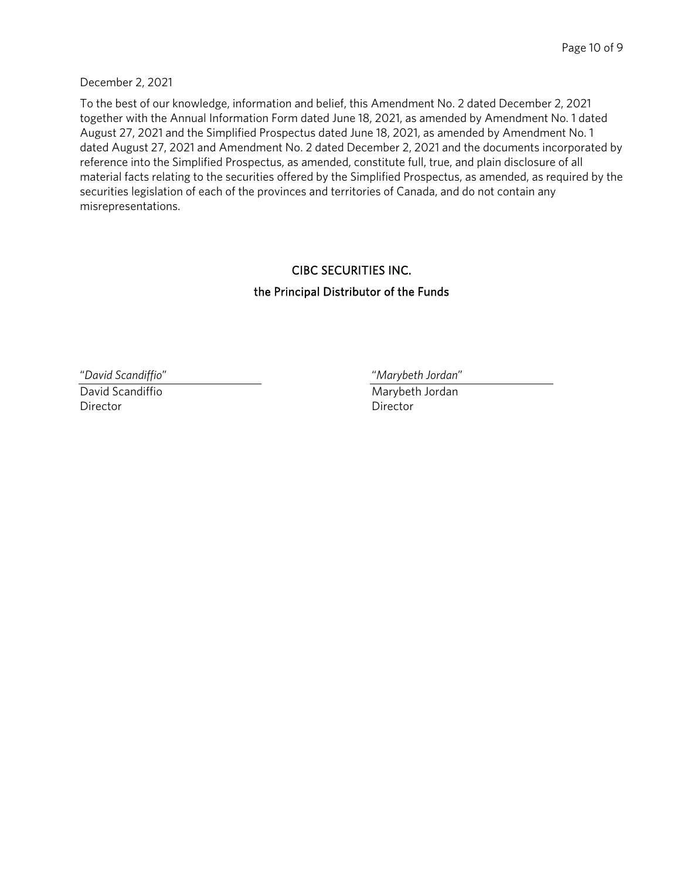December 2, 2021

To the best of our knowledge, information and belief, this Amendment No. 2 dated December 2, 2021 together with the Annual Information Form dated June 18, 2021, as amended by Amendment No. 1 dated August 27, 2021 and the Simplified Prospectus dated June 18, 2021, as amended by Amendment No. 1 dated August 27, 2021 and Amendment No. 2 dated December 2, 2021 and the documents incorporated by reference into the Simplified Prospectus, as amended, constitute full, true, and plain disclosure of all material facts relating to the securities offered by the Simplified Prospectus, as amended, as required by the securities legislation of each of the provinces and territories of Canada, and do not contain any misrepresentations.

**CIBC SECURITIES INC.**

**the Principal Distributor of the Funds**

| | |
|---|---|
| "*David Scandiffio*" | "*Marybeth Jordan*" |
| David Scandiffio | Marybeth Jordan |
| Director | Director |